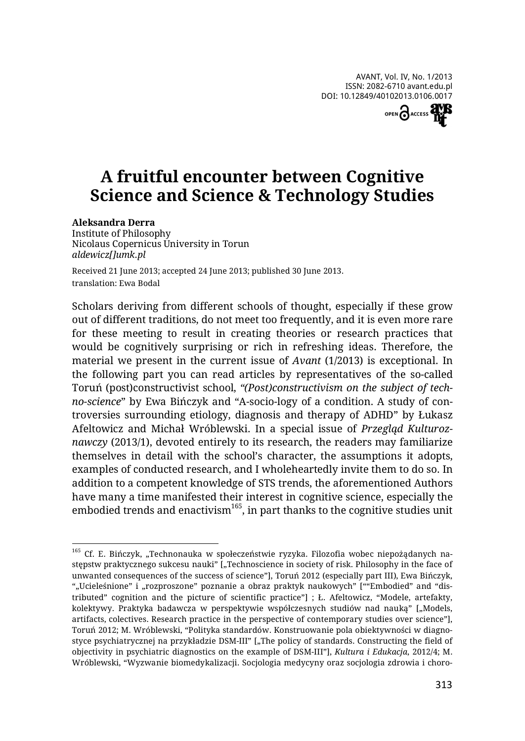# A fruitful encounter between Cognitive Science and Science & Technology Studies

**Aleksandra Derra**
Institute of Philosophy
Nicolaus Copernicus University in Torun
*aldewicz[]umk.pl*

Received 21 June 2013; accepted 24 June 2013; published 30 June 2013.
translation: Ewa Bodal

Scholars deriving from different schools of thought, especially if these grow out of different traditions, do not meet too frequently, and it is even more rare for these meeting to result in creating theories or research practices that would be cognitively surprising or rich in refreshing ideas. Therefore, the material we present in the current issue of *Avant* (1/2013) is exceptional. In the following part you can read articles by representatives of the so-called Toruń (post)constructivist school, "*(Post)constructivism on the subject of techno-science*" by Ewa Bińczyk and "A-socio-logy of a condition. A study of controversies surrounding etiology, diagnosis and therapy of ADHD" by Łukasz Afeltowicz and Michał Wróblewski. In a special issue of *Przegląd Kulturoznawczy* (2013/1), devoted entirely to its research, the readers may familiarize themselves in detail with the school's character, the assumptions it adopts, examples of conducted research, and I wholeheartedly invite them to do so. In addition to a competent knowledge of STS trends, the aforementioned Authors have many a time manifested their interest in cognitive science, especially the embodied trends and enactivism[165], in part thanks to the cognitive studies unit

[165] Cf. E. Bińczyk, „Technonauka w społeczeństwie ryzyka. Filozofia wobec niepożądanych następstw praktycznego sukcesu nauki" [„Technoscience in society of risk. Philosophy in the face of unwanted consequences of the success of science"], Toruń 2012 (especially part III), Ewa Bińczyk, "„Ucieleśnione" i „rozproszone" poznanie a obraz praktyk naukowych" [""Embodied" and "distributed" cognition and the picture of scientific practice"] ; Ł. Afeltowicz, "Modele, artefakty, kolektywy. Praktyka badawcza w perspektywie współczesnych studiów nad nauką" [„Models, artifacts, colectives. Research practice in the perspective of contemporary studies over science"], Toruń 2012; M. Wróblewski, "Polityka standardów. Konstruowanie pola obiektywności w diagnostyce psychiatrycznej na przykładzie DSM-III" [„The policy of standards. Constructing the field of objectivity in psychiatric diagnostics on the example of DSM-III"], *Kultura i Edukacja*, 2012/4; M. Wróblewski, "Wyzwanie biomedykalizacji. Socjologia medycyny oraz socjologia zdrowia i choro-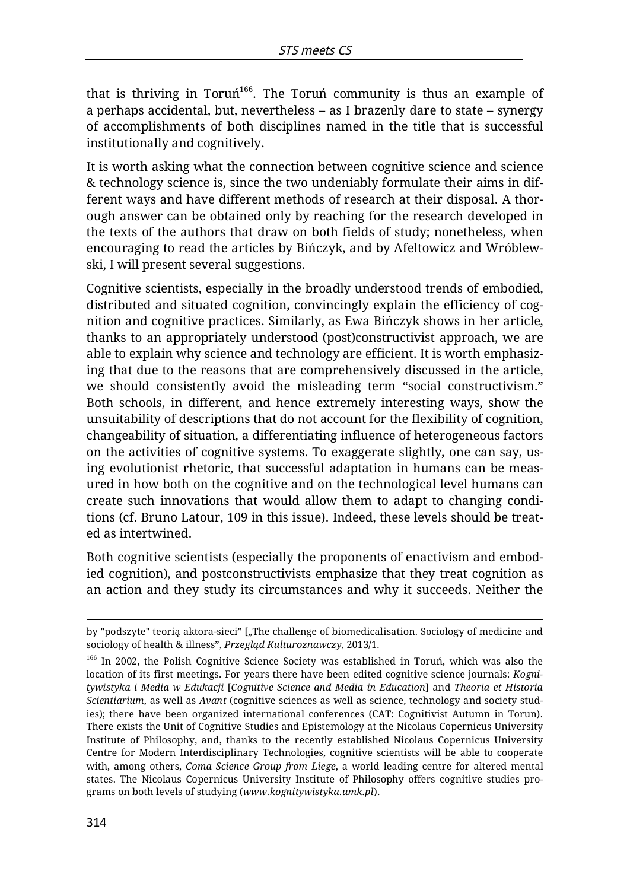that is thriving in Toruń[166]. The Toruń community is thus an example of a perhaps accidental, but, nevertheless – as I brazenly dare to state – synergy of accomplishments of both disciplines named in the title that is successful institutionally and cognitively.

It is worth asking what the connection between cognitive science and science & technology science is, since the two undeniably formulate their aims in different ways and have different methods of research at their disposal. A thorough answer can be obtained only by reaching for the research developed in the texts of the authors that draw on both fields of study; nonetheless, when encouraging to read the articles by Bińczyk, and by Afeltowicz and Wróblewski, I will present several suggestions.

Cognitive scientists, especially in the broadly understood trends of embodied, distributed and situated cognition, convincingly explain the efficiency of cognition and cognitive practices. Similarly, as Ewa Bińczyk shows in her article, thanks to an appropriately understood (post)constructivist approach, we are able to explain why science and technology are efficient. It is worth emphasizing that due to the reasons that are comprehensively discussed in the article, we should consistently avoid the misleading term "social constructivism." Both schools, in different, and hence extremely interesting ways, show the unsuitability of descriptions that do not account for the flexibility of cognition, changeability of situation, a differentiating influence of heterogeneous factors on the activities of cognitive systems. To exaggerate slightly, one can say, using evolutionist rhetoric, that successful adaptation in humans can be measured in how both on the cognitive and on the technological level humans can create such innovations that would allow them to adapt to changing conditions (cf. Bruno Latour, 109 in this issue). Indeed, these levels should be treated as intertwined.

Both cognitive scientists (especially the proponents of enactivism and embodied cognition), and postconstructivists emphasize that they treat cognition as an action and they study its circumstances and why it succeeds. Neither the

---

by "podszyte" teorią aktora-sieci" [„The challenge of biomedicalisation. Sociology of medicine and sociology of health & illness", *Przegląd Kulturoznawczy*, 2013/1.

[166] In 2002, the Polish Cognitive Science Society was established in Toruń, which was also the location of its first meetings. For years there have been edited cognitive science journals: *Kognitywistyka i Media w Edukacji* [*Cognitive Science and Media in Education*] and *Theoria et Historia Scientiarium*, as well as *Avant* (cognitive sciences as well as science, technology and society studies); there have been organized international conferences (CAT: Cognitivist Autumn in Torun). There exists the Unit of Cognitive Studies and Epistemology at the Nicolaus Copernicus University Institute of Philosophy, and, thanks to the recently established Nicolaus Copernicus University Centre for Modern Interdisciplinary Technologies, cognitive scientists will be able to cooperate with, among others, *Coma Science Group from Liege*, a world leading centre for altered mental states. The Nicolaus Copernicus University Institute of Philosophy offers cognitive studies programs on both levels of studying (*www.kognitywistyka.umk.pl*).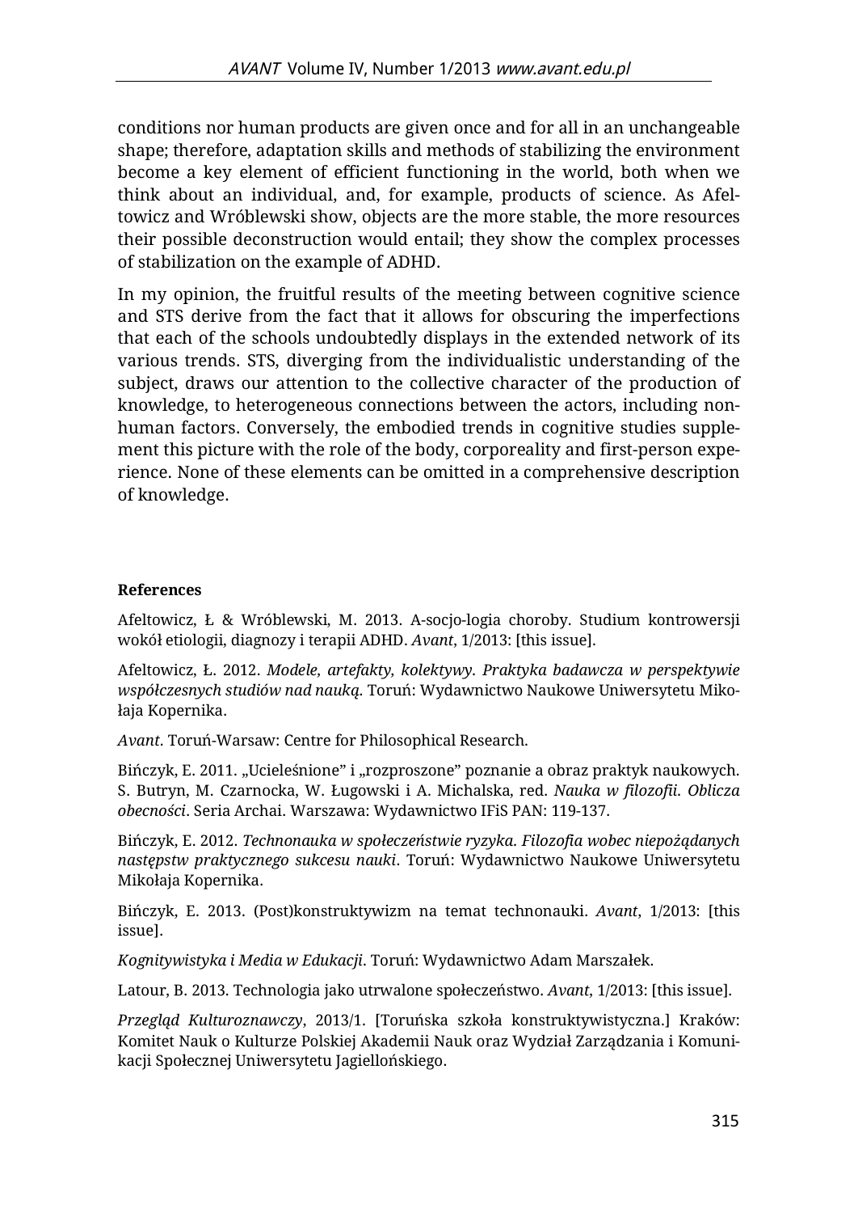conditions nor human products are given once and for all in an unchangeable shape; therefore, adaptation skills and methods of stabilizing the environment become a key element of efficient functioning in the world, both when we think about an individual, and, for example, products of science. As Afeltowicz and Wróblewski show, objects are the more stable, the more resources their possible deconstruction would entail; they show the complex processes of stabilization on the example of ADHD.

In my opinion, the fruitful results of the meeting between cognitive science and STS derive from the fact that it allows for obscuring the imperfections that each of the schools undoubtedly displays in the extended network of its various trends. STS, diverging from the individualistic understanding of the subject, draws our attention to the collective character of the production of knowledge, to heterogeneous connections between the actors, including non-human factors. Conversely, the embodied trends in cognitive studies supplement this picture with the role of the body, corporeality and first-person experience. None of these elements can be omitted in a comprehensive description of knowledge.

**References**

Afeltowicz, Ł & Wróblewski, M. 2013. A-socjo-logia choroby. Studium kontrowersji wokół etiologii, diagnozy i terapii ADHD. *Avant*, 1/2013: [this issue].

Afeltowicz, Ł. 2012. *Modele, artefakty, kolektywy. Praktyka badawcza w perspektywie współczesnych studiów nad nauką.* Toruń: Wydawnictwo Naukowe Uniwersytetu Mikołaja Kopernika.

*Avant*. Toruń-Warsaw: Centre for Philosophical Research.

Bińczyk, E. 2011. „Ucieleśnione" i „rozproszone" poznanie a obraz praktyk naukowych. S. Butryn, M. Czarnocka, W. Ługowski i A. Michalska, red. *Nauka w filozofii. Oblicza obecności*. Seria Archai. Warszawa: Wydawnictwo IFiS PAN: 119-137.

Bińczyk, E. 2012. *Technonauka w społeczeństwie ryzyka. Filozofia wobec niepożądanych następstw praktycznego sukcesu nauki*. Toruń: Wydawnictwo Naukowe Uniwersytetu Mikołaja Kopernika.

Bińczyk, E. 2013. (Post)konstruktywizm na temat technonauki. *Avant*, 1/2013: [this issue].

*Kognitywistyka i Media w Edukacji*. Toruń: Wydawnictwo Adam Marszałek.

Latour, B. 2013. Technologia jako utrwalone społeczeństwo. *Avant*, 1/2013: [this issue].

*Przegląd Kulturoznawczy*, 2013/1. [Toruńska szkoła konstruktywistyczna.] Kraków: Komitet Nauk o Kulturze Polskiej Akademii Nauk oraz Wydział Zarządzania i Komunikacji Społecznej Uniwersytetu Jagiellońskiego.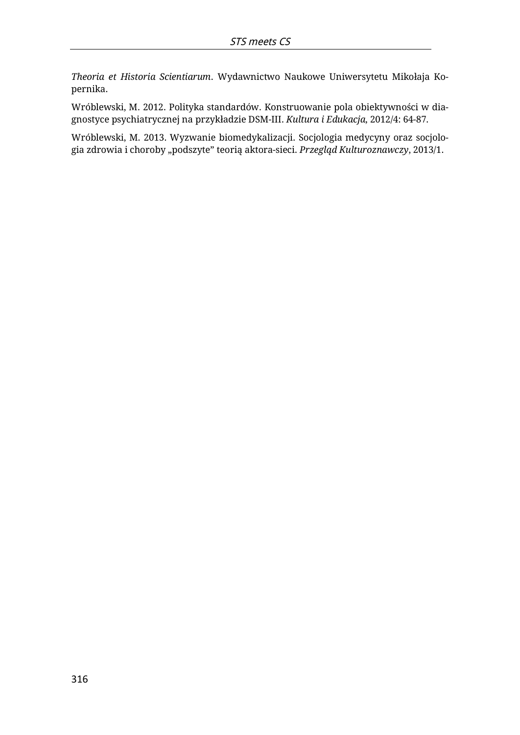*Theoria et Historia Scientiarum*. Wydawnictwo Naukowe Uniwersytetu Mikołaja Kopernika.

Wróblewski, M. 2012. Polityka standardów. Konstruowanie pola obiektywności w diagnostyce psychiatrycznej na przykładzie DSM-III. *Kultura i Edukacja*, 2012/4: 64-87.

Wróblewski, M. 2013. Wyzwanie biomedykalizacji. Socjologia medycyny oraz socjologia zdrowia i choroby „podszyte" teorią aktora-sieci. *Przegląd Kulturoznawczy*, 2013/1.